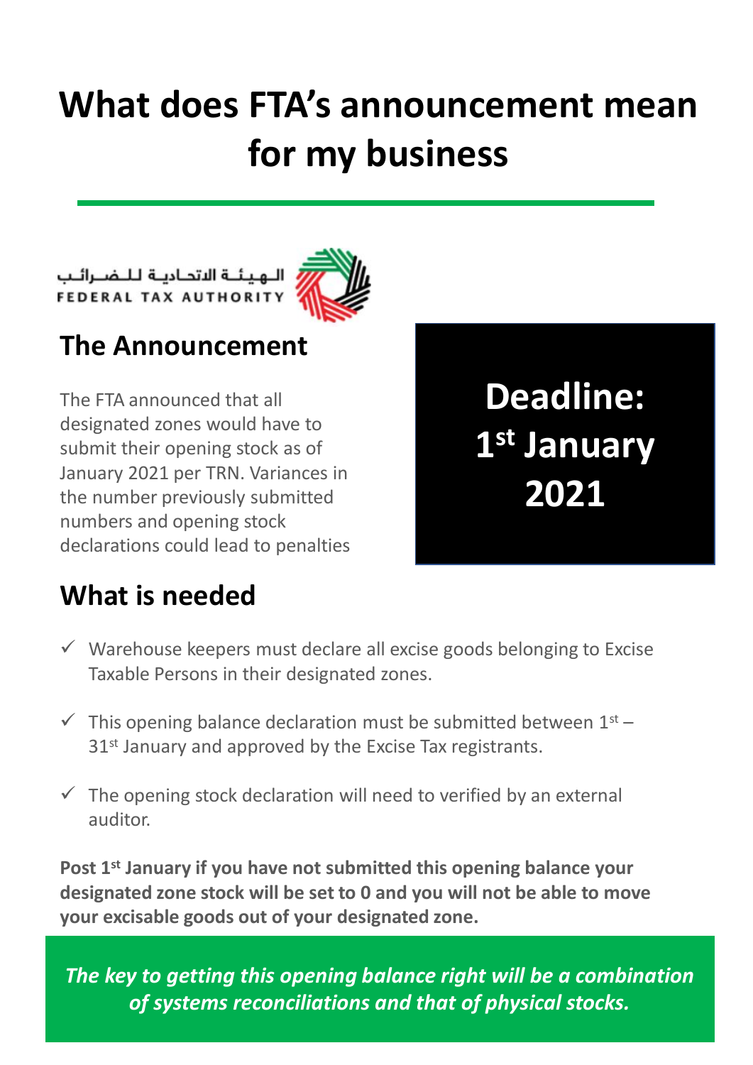# What does FTA's announcement mean for my business

الـهـيـئـة الاتحـاديـة لـلـضـرائـب
FEDERAL TAX AUTHORITY

## The Announcement

The FTA announced that all designated zones would have to submit their opening stock as of January 2021 per TRN. Variances in the number previously submitted numbers and opening stock declarations could lead to penalties

**Deadline: 1st January 2021**

## What is needed

- ✓ Warehouse keepers must declare all excise goods belonging to Excise Taxable Persons in their designated zones.
- ✓ This opening balance declaration must be submitted between 1st – 31st January and approved by the Excise Tax registrants.
- ✓ The opening stock declaration will need to verified by an external auditor.

**Post 1st January if you have not submitted this opening balance your designated zone stock will be set to 0 and you will not be able to move your excisable goods out of your designated zone.**

***The key to getting this opening balance right will be a combination of systems reconciliations and that of physical stocks.***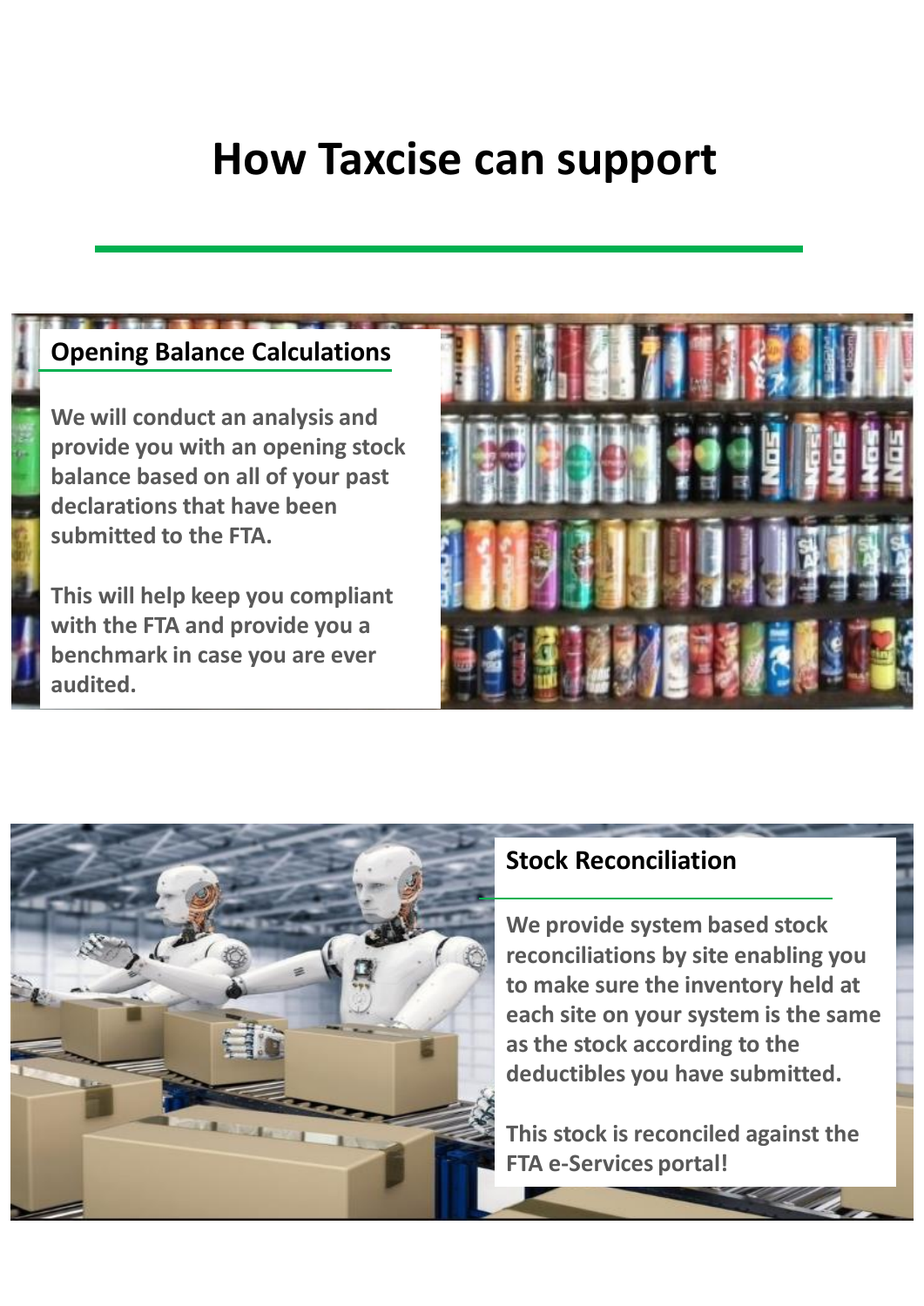# How Taxcise can support

## Opening Balance Calculations

**We will conduct an analysis and provide you with an opening stock balance based on all of your past declarations that have been submitted to the FTA.**

**This will help keep you compliant with the FTA and provide you a benchmark in case you are ever audited.**

## Stock Reconciliation

**We provide system based stock reconciliations by site enabling you to make sure the inventory held at each site on your system is the same as the stock according to the deductibles you have submitted.**

**This stock is reconciled against the FTA e-Services portal!**